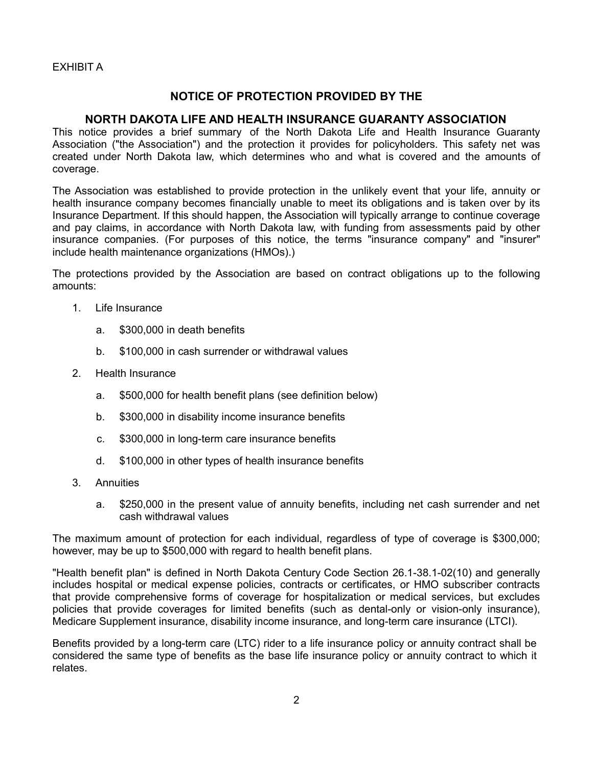EXHIBIT A

## NOTICE OF PROTECTION PROVIDED BY THE

## NORTH DAKOTA LIFE AND HEALTH INSURANCE GUARANTY ASSOCIATION

This notice provides a brief summary of the North Dakota Life and Health Insurance Guaranty Association ("the Association") and the protection it provides for policyholders. This safety net was created under North Dakota law, which determines who and what is covered and the amounts of coverage.

The Association was established to provide protection in the unlikely event that your life, annuity or health insurance company becomes financially unable to meet its obligations and is taken over by its Insurance Department. If this should happen, the Association will typically arrange to continue coverage and pay claims, in accordance with North Dakota law, with funding from assessments paid by other insurance companies. (For purposes of this notice, the terms "insurance company" and "insurer" include health maintenance organizations (HMOs).)

The protections provided by the Association are based on contract obligations up to the following amounts:

1. Life Insurance
   a. $300,000 in death benefits
   b. $100,000 in cash surrender or withdrawal values
2. Health Insurance
   a. $500,000 for health benefit plans (see definition below)
   b. $300,000 in disability income insurance benefits
   c. $300,000 in long-term care insurance benefits
   d. $100,000 in other types of health insurance benefits
3. Annuities
   a. $250,000 in the present value of annuity benefits, including net cash surrender and net cash withdrawal values

The maximum amount of protection for each individual, regardless of type of coverage is $300,000; however, may be up to $500,000 with regard to health benefit plans.

"Health benefit plan" is defined in North Dakota Century Code Section 26.1-38.1-02(10) and generally includes hospital or medical expense policies, contracts or certificates, or HMO subscriber contracts that provide comprehensive forms of coverage for hospitalization or medical services, but excludes policies that provide coverages for limited benefits (such as dental-only or vision-only insurance), Medicare Supplement insurance, disability income insurance, and long-term care insurance (LTCI).

Benefits provided by a long-term care (LTC) rider to a life insurance policy or annuity contract shall be considered the same type of benefits as the base life insurance policy or annuity contract to which it relates.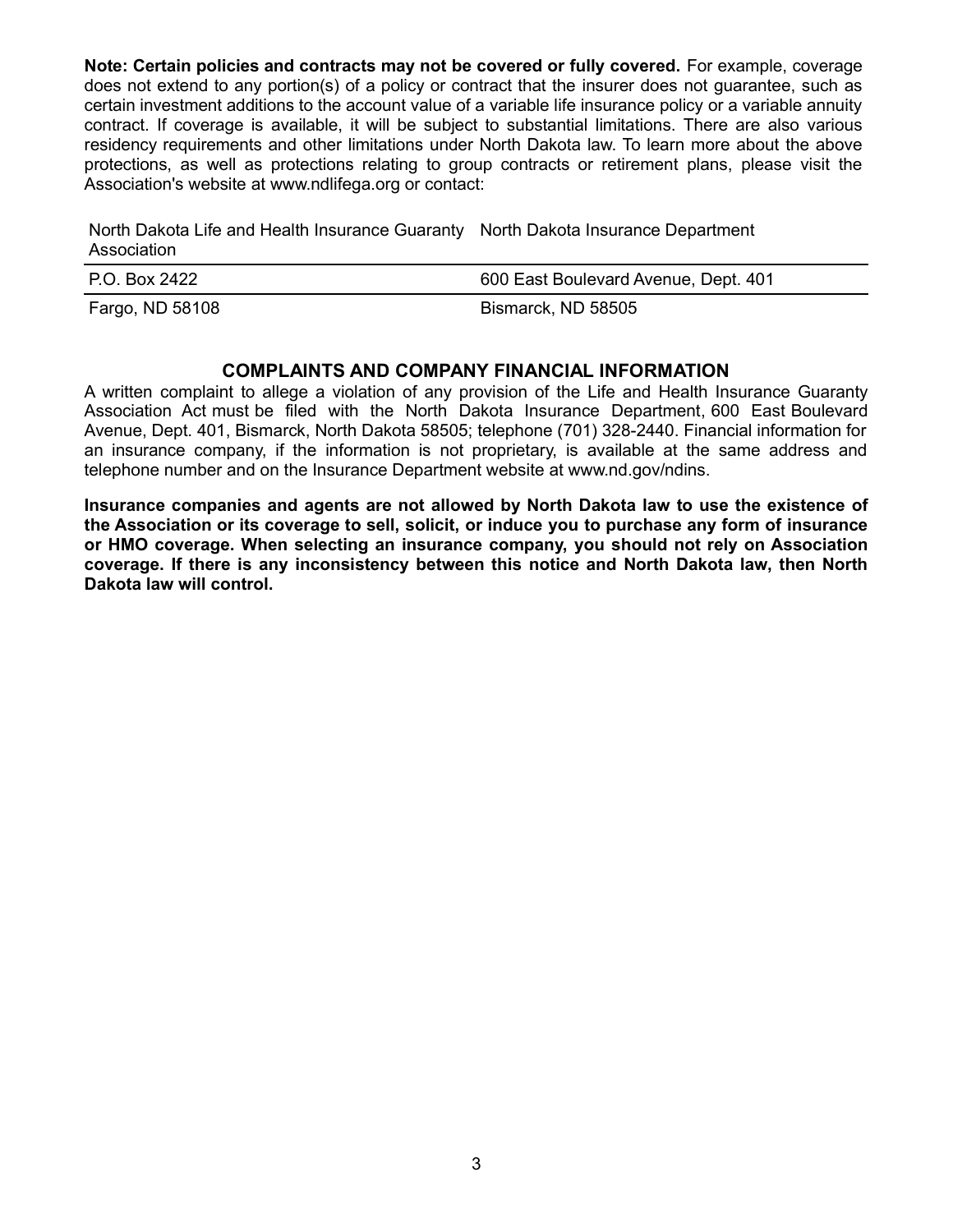**Note: Certain policies and contracts may not be covered or fully covered.** For example, coverage does not extend to any portion(s) of a policy or contract that the insurer does not guarantee, such as certain investment additions to the account value of a variable life insurance policy or a variable annuity contract. If coverage is available, it will be subject to substantial limitations. There are also various residency requirements and other limitations under North Dakota law. To learn more about the above protections, as well as protections relating to group contracts or retirement plans, please visit the Association's website at www.ndlifega.org or contact:

| North Dakota Life and Health Insurance Guaranty Association | North Dakota Insurance Department |
|---|---|
| P.O. Box 2422 | 600 East Boulevard Avenue, Dept. 401 |
| Fargo, ND 58108 | Bismarck, ND 58505 |

## COMPLAINTS AND COMPANY FINANCIAL INFORMATION

A written complaint to allege a violation of any provision of the Life and Health Insurance Guaranty Association Act must be filed with the North Dakota Insurance Department, 600 East Boulevard Avenue, Dept. 401, Bismarck, North Dakota 58505; telephone (701) 328-2440. Financial information for an insurance company, if the information is not proprietary, is available at the same address and telephone number and on the Insurance Department website at www.nd.gov/ndins.

**Insurance companies and agents are not allowed by North Dakota law to use the existence of the Association or its coverage to sell, solicit, or induce you to purchase any form of insurance or HMO coverage. When selecting an insurance company, you should not rely on Association coverage. If there is any inconsistency between this notice and North Dakota law, then North Dakota law will control.**